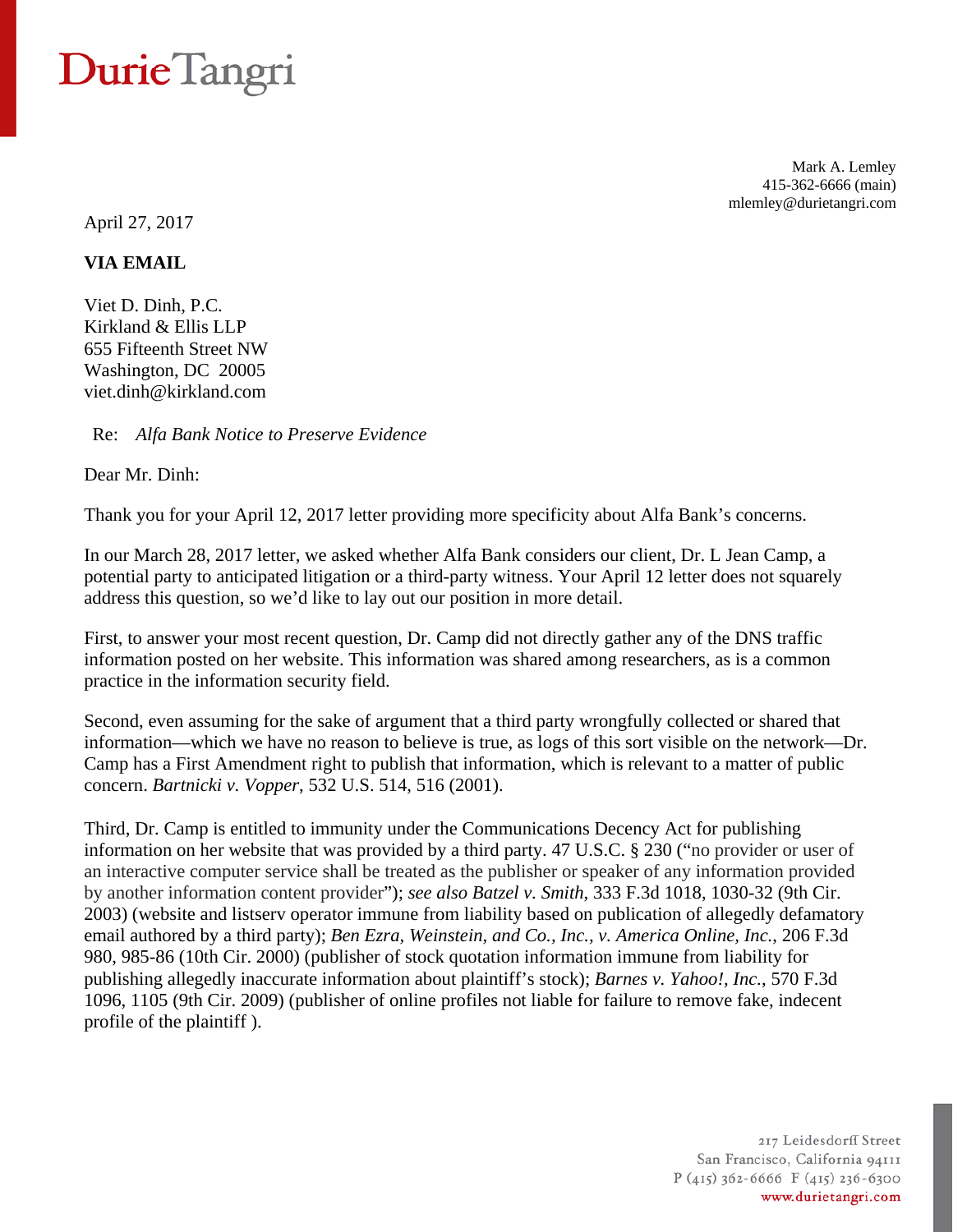DurieTangri

Mark A. Lemley
415-362-6666 (main)
mlemley@durietangri.com

April 27, 2017

**VIA EMAIL**

Viet D. Dinh, P.C.
Kirkland & Ellis LLP
655 Fifteenth Street NW
Washington, DC 20005
viet.dinh@kirkland.com

Re: *Alfa Bank Notice to Preserve Evidence*

Dear Mr. Dinh:

Thank you for your April 12, 2017 letter providing more specificity about Alfa Bank's concerns.

In our March 28, 2017 letter, we asked whether Alfa Bank considers our client, Dr. L Jean Camp, a potential party to anticipated litigation or a third-party witness. Your April 12 letter does not squarely address this question, so we'd like to lay out our position in more detail.

First, to answer your most recent question, Dr. Camp did not directly gather any of the DNS traffic information posted on her website. This information was shared among researchers, as is a common practice in the information security field.

Second, even assuming for the sake of argument that a third party wrongfully collected or shared that information—which we have no reason to believe is true, as logs of this sort visible on the network—Dr. Camp has a First Amendment right to publish that information, which is relevant to a matter of public concern. *Bartnicki v. Vopper*, 532 U.S. 514, 516 (2001).

Third, Dr. Camp is entitled to immunity under the Communications Decency Act for publishing information on her website that was provided by a third party. 47 U.S.C. § 230 ("no provider or user of an interactive computer service shall be treated as the publisher or speaker of any information provided by another information content provider"); *see also Batzel v. Smith*, 333 F.3d 1018, 1030-32 (9th Cir. 2003) (website and listserv operator immune from liability based on publication of allegedly defamatory email authored by a third party); *Ben Ezra, Weinstein, and Co., Inc., v. America Online, Inc.*, 206 F.3d 980, 985-86 (10th Cir. 2000) (publisher of stock quotation information immune from liability for publishing allegedly inaccurate information about plaintiff's stock); *Barnes v. Yahoo!, Inc.*, 570 F.3d 1096, 1105 (9th Cir. 2009) (publisher of online profiles not liable for failure to remove fake, indecent profile of the plaintiff ).

217 Leidesdorff Street
San Francisco, California 94111
P (415) 362-6666 F (415) 236-6300
www.durietangri.com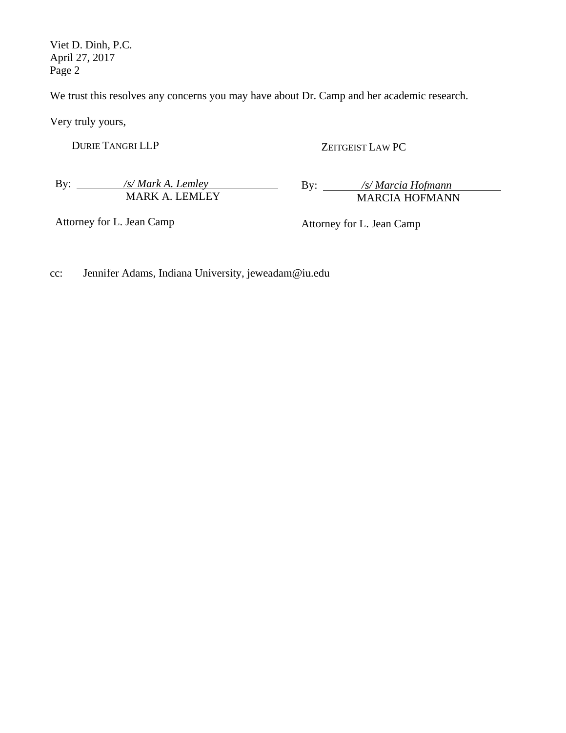We trust this resolves any concerns you may have about Dr. Camp and her academic research.

Very truly yours,

DURIE TANGRI LLP

By: */s/ Mark A. Lemley*
MARK A. LEMLEY

Attorney for L. Jean Camp

ZEITGEIST LAW PC

By: */s/ Marcia Hofmann*
MARCIA HOFMANN

Attorney for L. Jean Camp

cc: Jennifer Adams, Indiana University, jeweadam@iu.edu